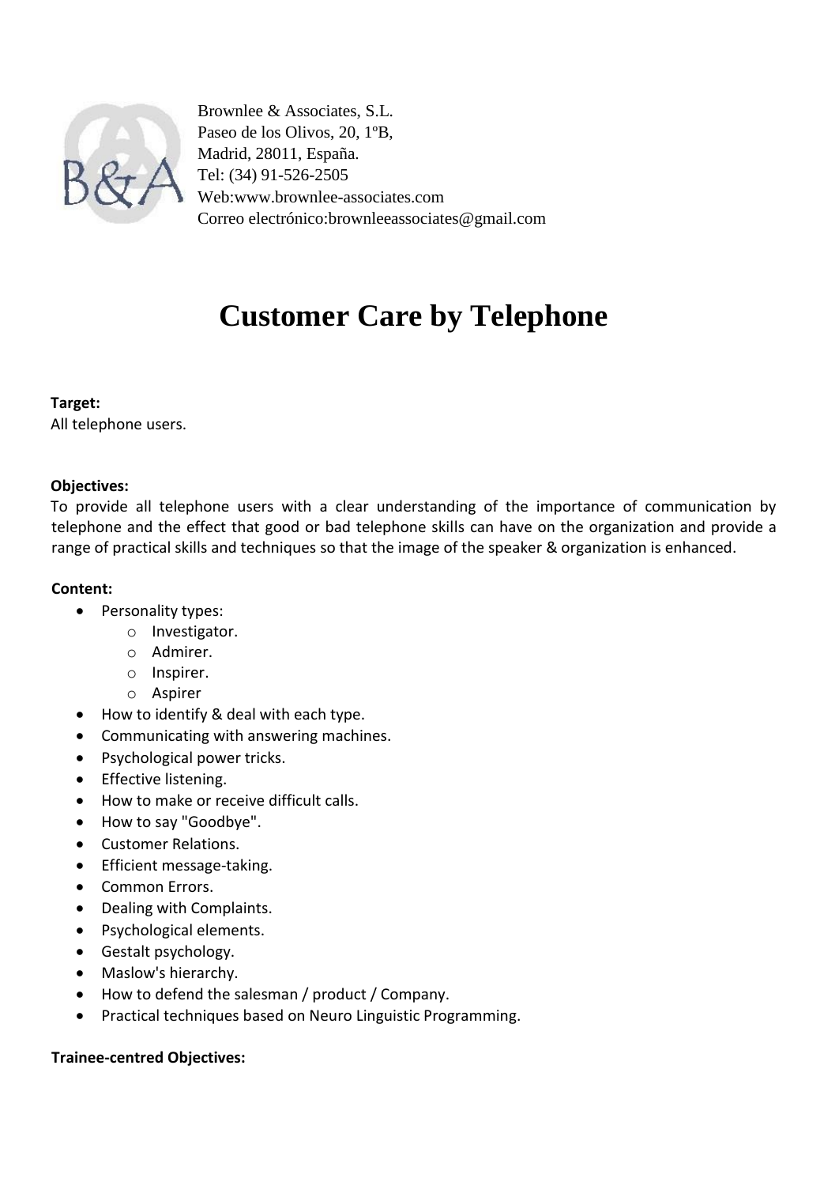Brownlee & Associates, S.L.
Paseo de los Olivos, 20, 1ºB,
Madrid, 28011, España.
Tel: (34) 91-526-2505
Web:www.brownlee-associates.com
Correo electrónico:brownleeassociates@gmail.com

# Customer Care by Telephone

**Target:**
All telephone users.

**Objectives:**
To provide all telephone users with a clear understanding of the importance of communication by telephone and the effect that good or bad telephone skills can have on the organization and provide a range of practical skills and techniques so that the image of the speaker & organization is enhanced.

**Content:**

- Personality types:
  - Investigator.
  - Admirer.
  - Inspirer.
  - Aspirer
- How to identify & deal with each type.
- Communicating with answering machines.
- Psychological power tricks.
- Effective listening.
- How to make or receive difficult calls.
- How to say "Goodbye".
- Customer Relations.
- Efficient message-taking.
- Common Errors.
- Dealing with Complaints.
- Psychological elements.
- Gestalt psychology.
- Maslow's hierarchy.
- How to defend the salesman / product / Company.
- Practical techniques based on Neuro Linguistic Programming.

**Trainee-centred Objectives:**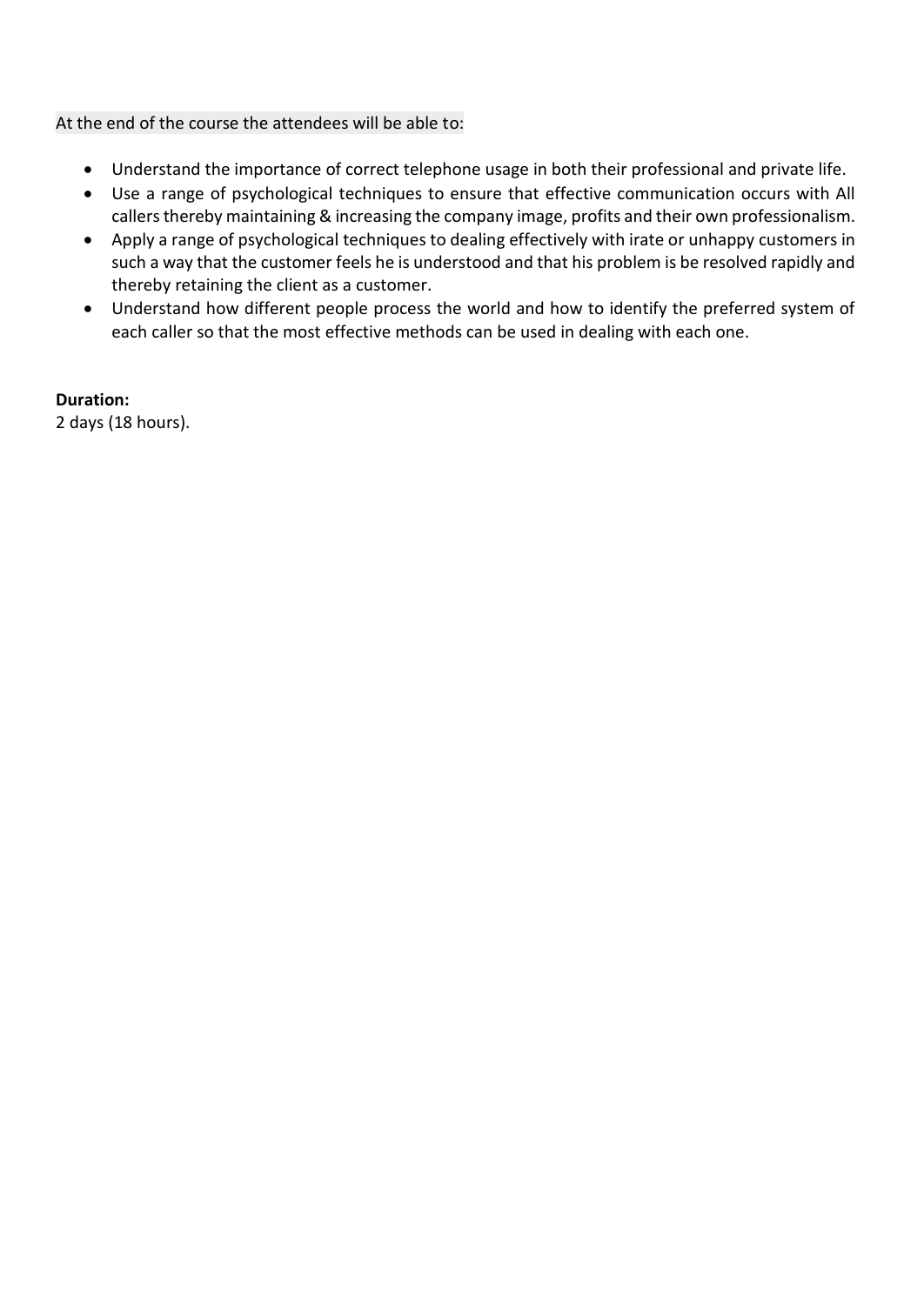At the end of the course the attendees will be able to:

- Understand the importance of correct telephone usage in both their professional and private life.
- Use a range of psychological techniques to ensure that effective communication occurs with All callers thereby maintaining & increasing the company image, profits and their own professionalism.
- Apply a range of psychological techniques to dealing effectively with irate or unhappy customers in such a way that the customer feels he is understood and that his problem is be resolved rapidly and thereby retaining the client as a customer.
- Understand how different people process the world and how to identify the preferred system of each caller so that the most effective methods can be used in dealing with each one.

**Duration:**
2 days (18 hours).